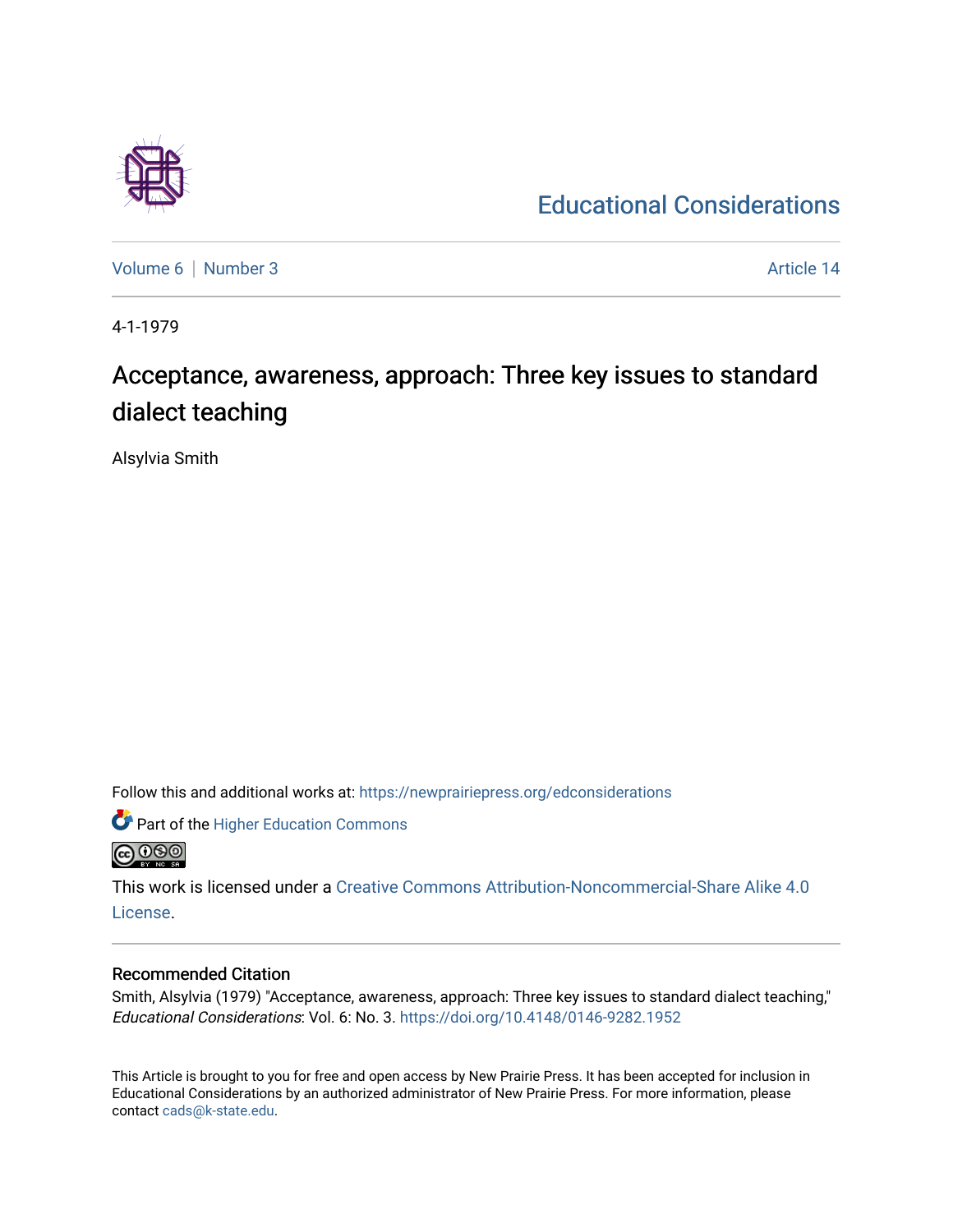Educational Considerations

Volume 6 | Number 3 Article 14

4-1-1979

# Acceptance, awareness, approach: Three key issues to standard dialect teaching

Alsylvia Smith

Follow this and additional works at: https://newprairiepress.org/edconsiderations

Part of the Higher Education Commons

This work is licensed under a Creative Commons Attribution-Noncommercial-Share Alike 4.0 License.

## Recommended Citation

Smith, Alsylvia (1979) "Acceptance, awareness, approach: Three key issues to standard dialect teaching," *Educational Considerations*: Vol. 6: No. 3. https://doi.org/10.4148/0146-9282.1952

This Article is brought to you for free and open access by New Prairie Press. It has been accepted for inclusion in Educational Considerations by an authorized administrator of New Prairie Press. For more information, please contact cads@k-state.edu.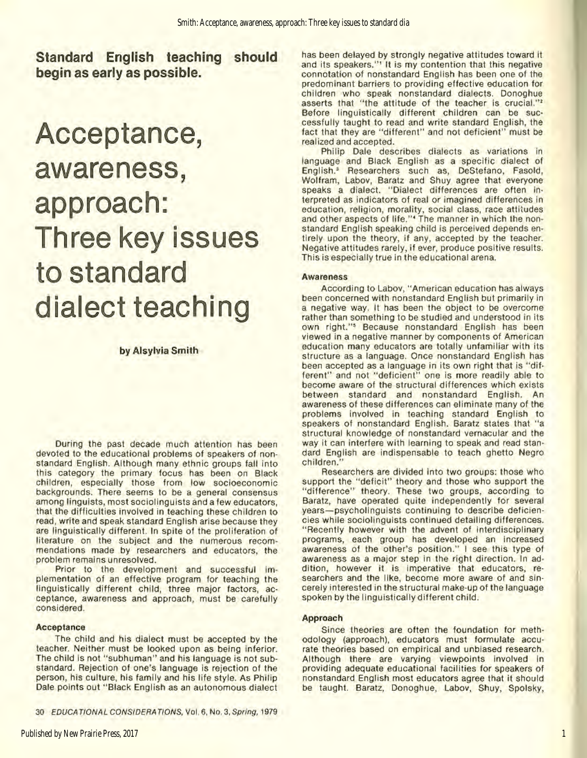**Standard English teaching should begin as early as possible.**

# Acceptance, awareness, approach: Three key issues to standard dialect teaching

**by Alsylvia Smith**

During the past decade much attention has been devoted to the educational problems of speakers of nonstandard English. Although many ethnic groups fall into this category the primary focus has been on Black children, especially those from low socioeconomic backgrounds. There seems to be a general consensus among linguists, most sociolinguists and a few educators, that the difficulties involved in teaching these children to read, write and speak standard English arise because they are linguistically different. In spite of the proliferation of literature on the subject and the numerous recommendations made by researchers and educators, the problem remains unresolved.

Prior to the development and successful implementation of an effective program for teaching the linguistically different child, three major factors, acceptance, awareness and approach, must be carefully considered.

### Acceptance

The child and his dialect must be accepted by the teacher. Neither must be looked upon as being inferior. The child is not "subhuman" and his language is not substandard. Rejection of one's language is rejection of the person, his culture, his family and his life style. As Philip Dale points out "Black English as an autonomous dialect has been delayed by strongly negative attitudes toward it and its speakers."[1] It is my contention that this negative connotation of nonstandard English has been one of the predominant barriers to providing effective education for children who speak nonstandard dialects. Donoghue asserts that "the attitude of the teacher is crucial."[2] Before linguistically different children can be successfully taught to read and write standard English, the fact that they are "different" and not deficient" must be realized and accepted.

Philip Dale describes dialects as variations in language and Black English as a specific dialect of English.[3] Researchers such as, DeStefano, Fasold, Wolfram, Labov, Baratz and Shuy agree that everyone speaks a dialect. "Dialect differences are often interpreted as indicators of real or imagined differences in education, religion, morality, social class, race attitudes and other aspects of life."[4] The manner in which the nonstandard English speaking child is perceived depends entirely upon the theory, if any, accepted by the teacher. Negative attitudes rarely, if ever, produce positive results. This is especially true in the educational arena.

### Awareness

According to Labov, "American education has always been concerned with nonstandard English but primarily in a negative way. It has been the object to be overcome rather than something to be studied and understood in its own right."[5] Because nonstandard English has been viewed in a negative manner by components of American education many educators are totally unfamiliar with its structure as a language. Once nonstandard English has been accepted as a language in its own right that is "different" and not "deficient" one is more readily able to become aware of the structural differences which exists between standard and nonstandard English. An awareness of these differences can eliminate many of the problems involved in teaching standard English to speakers of nonstandard English. Baratz states that "a structural knowledge of nonstandard vernacular and the way it can interfere with learning to speak and read standard English are indispensable to teach ghetto Negro children."

Researchers are divided into two groups: those who support the "deficit" theory and those who support the "difference" theory. These two groups, according to Baratz, have operated quite independently for several years—psycholinguists continuing to describe deficiencies while sociolinguists continued detailing differences. "Recently however with the advent of interdisciplinary programs, each group has developed an increased awareness of the other's position." I see this type of awareness as a major step in the right direction. In addition, however it is imperative that educators, researchers and the like, become more aware of and sincerely interested in the structural make-up of the language spoken by the linguistically different child.

### Approach

Since theories are often the foundation for methodology (approach), educators must formulate accurate theories based on empirical and unbiased research. Although there are varying viewpoints involved in providing adequate educational facilities for speakers of nonstandard English most educators agree that it should be taught. Baratz, Donoghue, Labov, Shuy, Spolsky,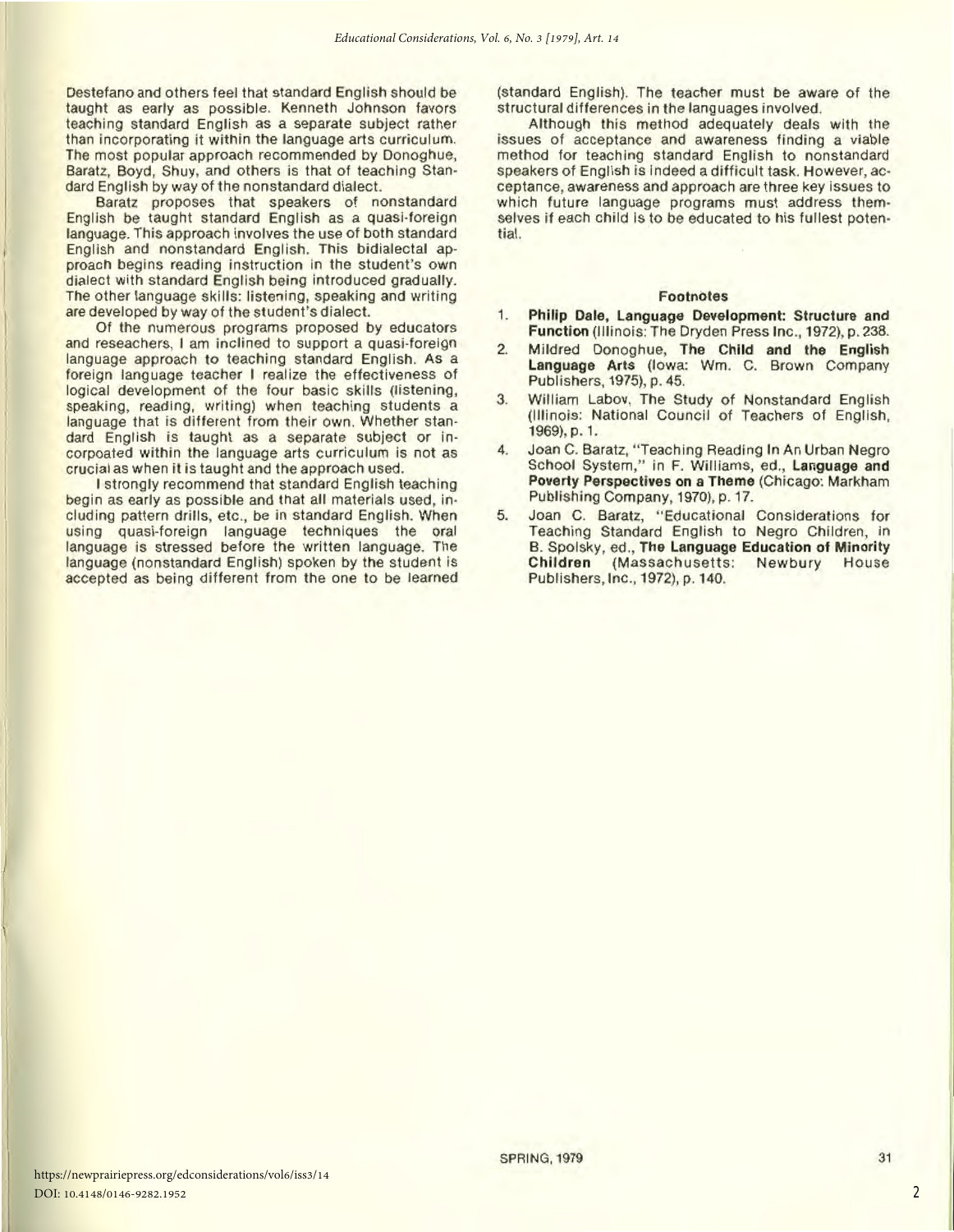Destefano and others feel that standard English should be taught as early as possible. Kenneth Johnson favors teaching standard English as a separate subject rather than incorporating it within the language arts curriculum. The most popular approach recommended by Donoghue, Baratz, Boyd, Shuy, and others is that of teaching Standard English by way of the nonstandard dialect.

Baratz proposes that speakers of nonstandard English be taught standard English as a quasi-foreign language. This approach involves the use of both standard English and nonstandard English. This bidialectal approach begins reading instruction in the student's own dialect with standard English being introduced gradually. The other language skills: listening, speaking and writing are developed by way of the student's dialect.

Of the numerous programs proposed by educators and reseachers, I am inclined to support a quasi-foreign language approach to teaching standard English. As a foreign language teacher I realize the effectiveness of logical development of the four basic skills (listening, speaking, reading, writing) when teaching students a language that is different from their own. Whether standard English is taught as a separate subject or incorpoated within the language arts curriculum is not as crucial as when it is taught and the approach used.

I strongly recommend that standard English teaching begin as early as possible and that all materials used, including pattern drills, etc., be in standard English. When using quasi-foreign language techniques the oral language is stressed before the written language. The language (nonstandard English) spoken by the student is accepted as being different from the one to be learned (standard English). The teacher must be aware of the structural differences in the languages involved.

Although this method adequately deals with the issues of acceptance and awareness finding a viable method for teaching standard English to nonstandard speakers of English is indeed a difficult task. However, acceptance, awareness and approach are three key issues to which future language programs must address themselves if each child is to be educated to his fullest potential.

#### Footnotes

1. **Philip Dale, Language Development: Structure and Function** (Illinois: The Dryden Press Inc., 1972), p. 238.
2. Mildred Donoghue, **The Child and the English Language Arts** (Iowa: Wm. C. Brown Company Publishers, 1975), p. 45.
3. William Labov, The Study of Nonstandard English (Illinois: National Council of Teachers of English, 1969), p. 1.
4. Joan C. Baratz, "Teaching Reading In An Urban Negro School System," in F. Williams, ed., **Language and Poverty Perspectives on a Theme** (Chicago: Markham Publishing Company, 1970), p. 17.
5. Joan C. Baratz, "Educational Considerations for Teaching Standard English to Negro Children, in B. Spolsky, ed., **The Language Education of Minority Children** (Massachusetts: Newbury House Publishers, Inc., 1972), p. 140.